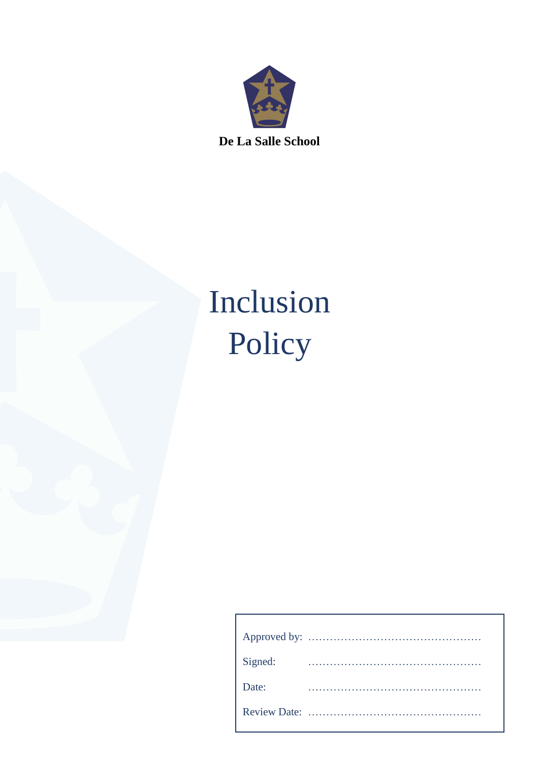**De La Salle School**

# Inclusion Policy

| | |
|---|---|
| Approved by: | ………………………………………… |
| Signed: | ………………………………………… |
| Date: | ………………………………………… |
| Review Date: | ………………………………………… |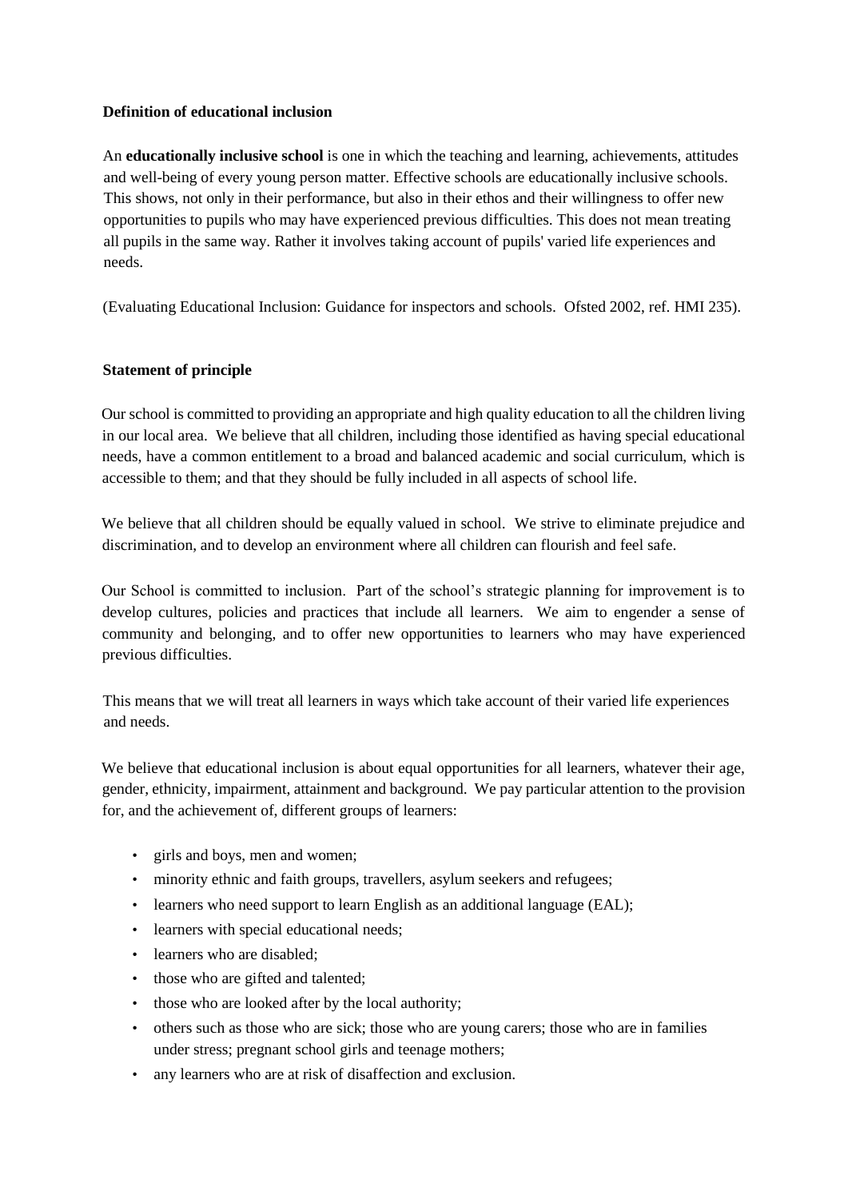**Definition of educational inclusion**

An **educationally inclusive school** is one in which the teaching and learning, achievements, attitudes and well-being of every young person matter. Effective schools are educationally inclusive schools. This shows, not only in their performance, but also in their ethos and their willingness to offer new opportunities to pupils who may have experienced previous difficulties. This does not mean treating all pupils in the same way. Rather it involves taking account of pupils' varied life experiences and needs.

(Evaluating Educational Inclusion: Guidance for inspectors and schools. Ofsted 2002, ref. HMI 235).

**Statement of principle**

Our school is committed to providing an appropriate and high quality education to all the children living in our local area. We believe that all children, including those identified as having special educational needs, have a common entitlement to a broad and balanced academic and social curriculum, which is accessible to them; and that they should be fully included in all aspects of school life.

We believe that all children should be equally valued in school. We strive to eliminate prejudice and discrimination, and to develop an environment where all children can flourish and feel safe.

Our School is committed to inclusion. Part of the school's strategic planning for improvement is to develop cultures, policies and practices that include all learners. We aim to engender a sense of community and belonging, and to offer new opportunities to learners who may have experienced previous difficulties.

This means that we will treat all learners in ways which take account of their varied life experiences and needs.

We believe that educational inclusion is about equal opportunities for all learners, whatever their age, gender, ethnicity, impairment, attainment and background. We pay particular attention to the provision for, and the achievement of, different groups of learners:

- girls and boys, men and women;
- minority ethnic and faith groups, travellers, asylum seekers and refugees;
- learners who need support to learn English as an additional language (EAL);
- learners with special educational needs;
- learners who are disabled;
- those who are gifted and talented;
- those who are looked after by the local authority;
- others such as those who are sick; those who are young carers; those who are in families under stress; pregnant school girls and teenage mothers;
- any learners who are at risk of disaffection and exclusion.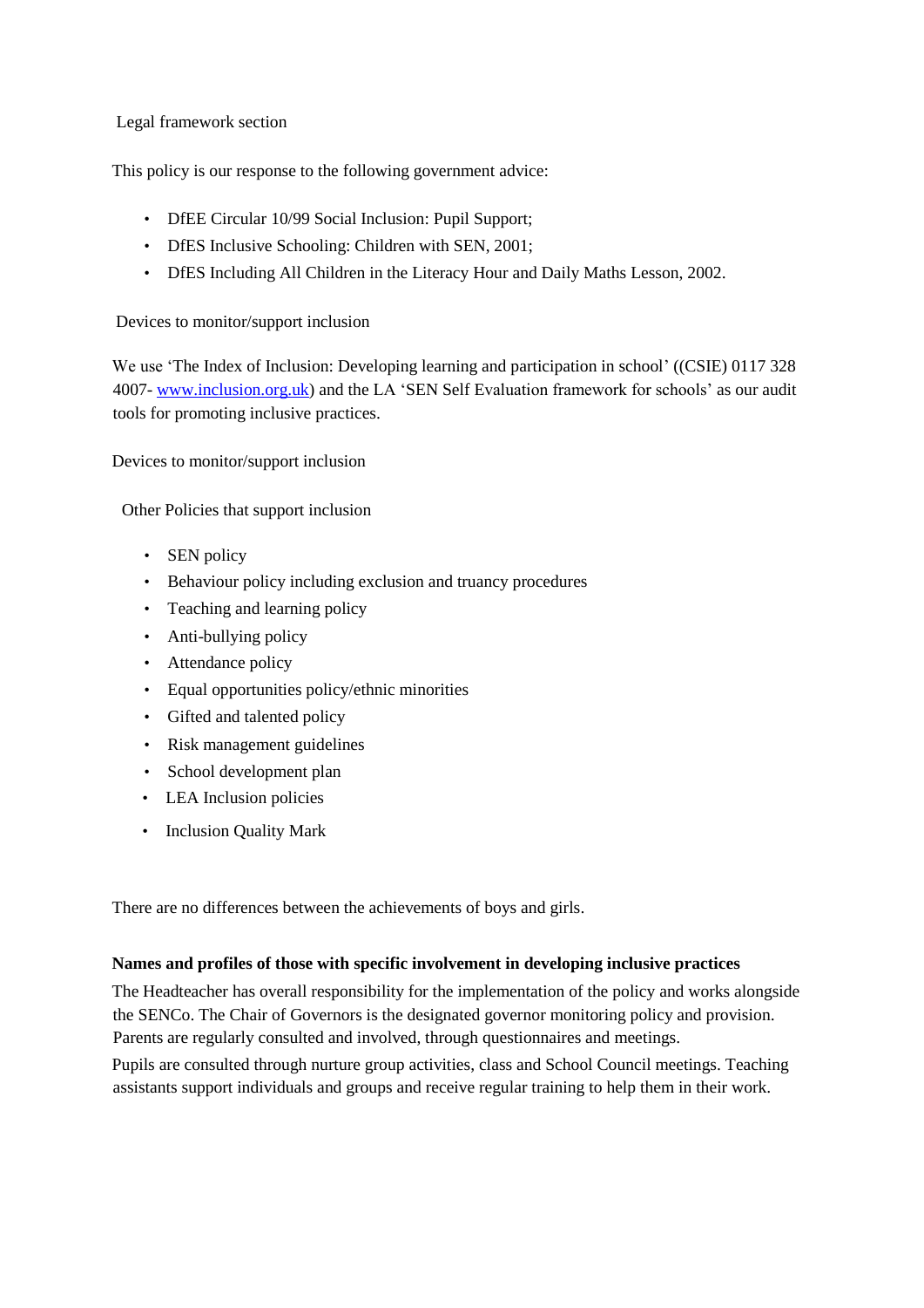Legal framework section

This policy is our response to the following government advice:

- DfEE Circular 10/99 Social Inclusion: Pupil Support;
- DfES Inclusive Schooling: Children with SEN, 2001;
- DfES Including All Children in the Literacy Hour and Daily Maths Lesson, 2002.

Devices to monitor/support inclusion

We use 'The Index of Inclusion: Developing learning and participation in school' ((CSIE) 0117 328 4007- [www.inclusion.org.uk](http://www.inclusion.org.uk)) and the LA 'SEN Self Evaluation framework for schools' as our audit tools for promoting inclusive practices.

Devices to monitor/support inclusion

Other Policies that support inclusion

- SEN policy
- Behaviour policy including exclusion and truancy procedures
- Teaching and learning policy
- Anti-bullying policy
- Attendance policy
- Equal opportunities policy/ethnic minorities
- Gifted and talented policy
- Risk management guidelines
- School development plan
- LEA Inclusion policies
- Inclusion Quality Mark

There are no differences between the achievements of boys and girls.

**Names and profiles of those with specific involvement in developing inclusive practices**

The Headteacher has overall responsibility for the implementation of the policy and works alongside the SENCo. The Chair of Governors is the designated governor monitoring policy and provision. Parents are regularly consulted and involved, through questionnaires and meetings.

Pupils are consulted through nurture group activities, class and School Council meetings. Teaching assistants support individuals and groups and receive regular training to help them in their work.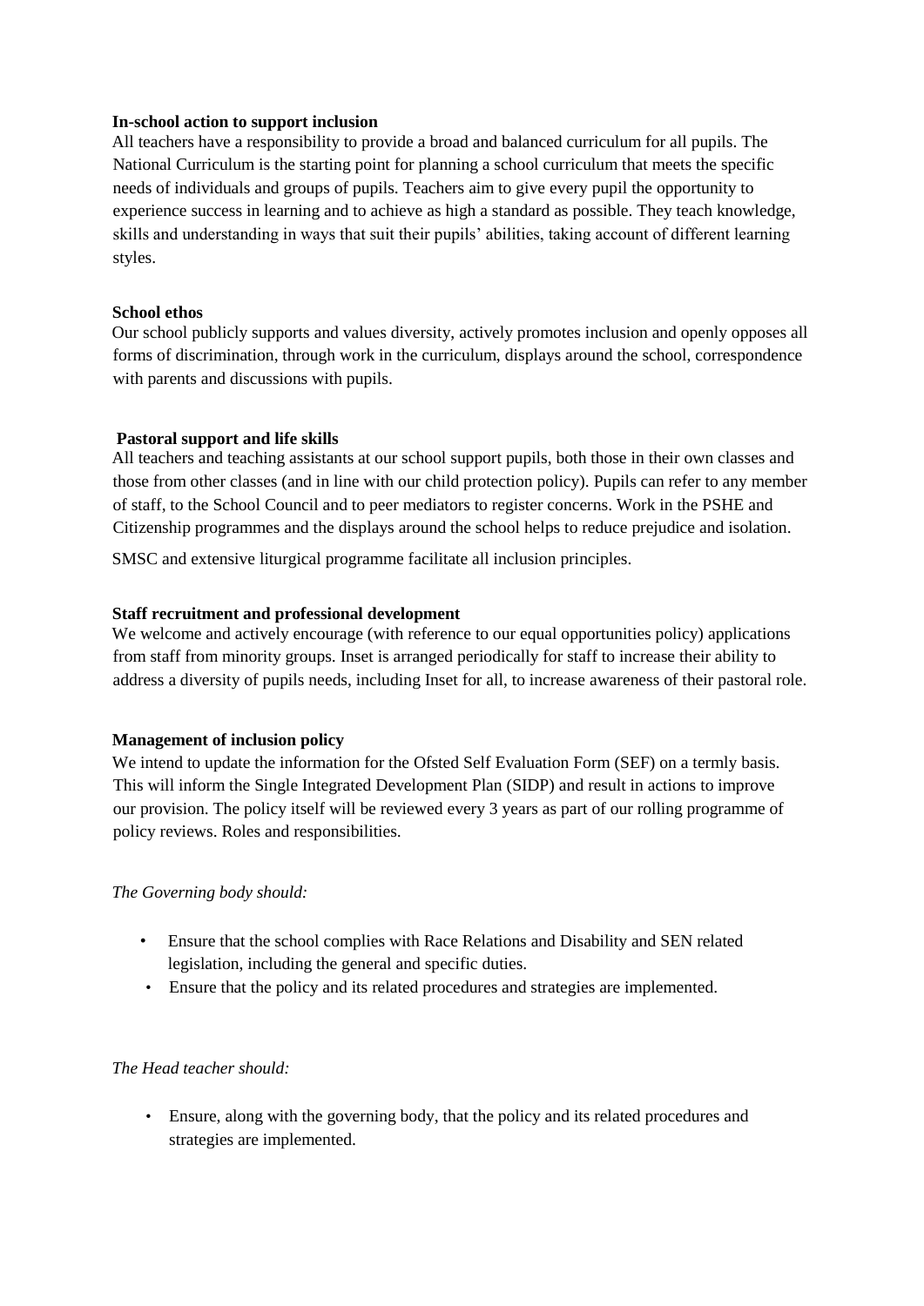**In-school action to support inclusion**

All teachers have a responsibility to provide a broad and balanced curriculum for all pupils. The National Curriculum is the starting point for planning a school curriculum that meets the specific needs of individuals and groups of pupils. Teachers aim to give every pupil the opportunity to experience success in learning and to achieve as high a standard as possible. They teach knowledge, skills and understanding in ways that suit their pupils' abilities, taking account of different learning styles.

**School ethos**

Our school publicly supports and values diversity, actively promotes inclusion and openly opposes all forms of discrimination, through work in the curriculum, displays around the school, correspondence with parents and discussions with pupils.

**Pastoral support and life skills**

All teachers and teaching assistants at our school support pupils, both those in their own classes and those from other classes (and in line with our child protection policy). Pupils can refer to any member of staff, to the School Council and to peer mediators to register concerns. Work in the PSHE and Citizenship programmes and the displays around the school helps to reduce prejudice and isolation.

SMSC and extensive liturgical programme facilitate all inclusion principles.

**Staff recruitment and professional development**

We welcome and actively encourage (with reference to our equal opportunities policy) applications from staff from minority groups. Inset is arranged periodically for staff to increase their ability to address a diversity of pupils needs, including Inset for all, to increase awareness of their pastoral role.

**Management of inclusion policy**

We intend to update the information for the Ofsted Self Evaluation Form (SEF) on a termly basis. This will inform the Single Integrated Development Plan (SIDP) and result in actions to improve our provision. The policy itself will be reviewed every 3 years as part of our rolling programme of policy reviews. Roles and responsibilities.

*The Governing body should:*

- Ensure that the school complies with Race Relations and Disability and SEN related legislation, including the general and specific duties.
- Ensure that the policy and its related procedures and strategies are implemented.

*The Head teacher should:*

- Ensure, along with the governing body, that the policy and its related procedures and strategies are implemented.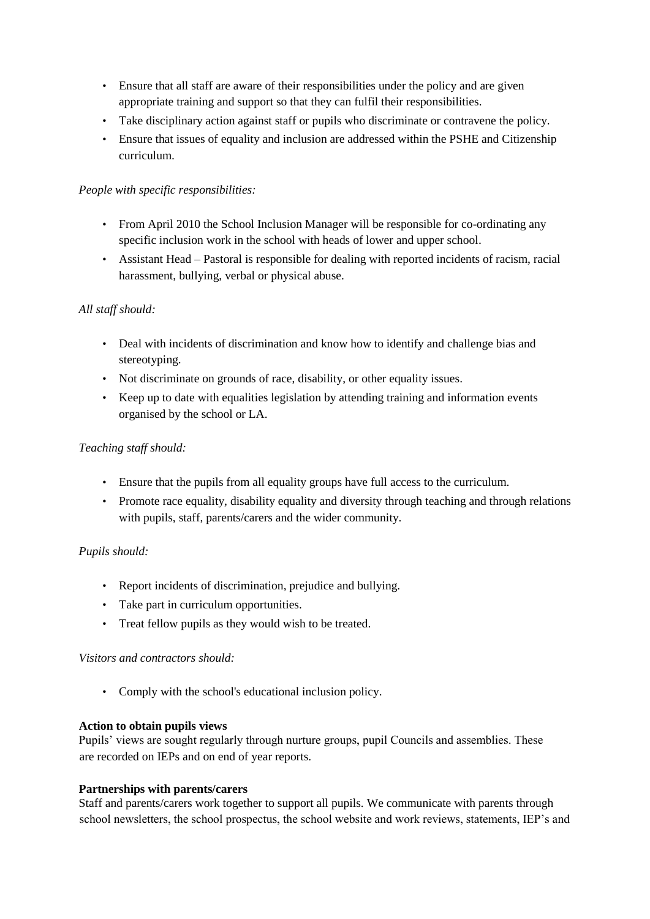- Ensure that all staff are aware of their responsibilities under the policy and are given appropriate training and support so that they can fulfil their responsibilities.
- Take disciplinary action against staff or pupils who discriminate or contravene the policy.
- Ensure that issues of equality and inclusion are addressed within the PSHE and Citizenship curriculum.

*People with specific responsibilities:*

- From April 2010 the School Inclusion Manager will be responsible for co-ordinating any specific inclusion work in the school with heads of lower and upper school.
- Assistant Head – Pastoral is responsible for dealing with reported incidents of racism, racial harassment, bullying, verbal or physical abuse.

*All staff should:*

- Deal with incidents of discrimination and know how to identify and challenge bias and stereotyping.
- Not discriminate on grounds of race, disability, or other equality issues.
- Keep up to date with equalities legislation by attending training and information events organised by the school or LA.

*Teaching staff should:*

- Ensure that the pupils from all equality groups have full access to the curriculum.
- Promote race equality, disability equality and diversity through teaching and through relations with pupils, staff, parents/carers and the wider community.

*Pupils should:*

- Report incidents of discrimination, prejudice and bullying.
- Take part in curriculum opportunities.
- Treat fellow pupils as they would wish to be treated.

*Visitors and contractors should:*

- Comply with the school's educational inclusion policy.

**Action to obtain pupils views**

Pupils' views are sought regularly through nurture groups, pupil Councils and assemblies. These are recorded on IEPs and on end of year reports.

**Partnerships with parents/carers**

Staff and parents/carers work together to support all pupils. We communicate with parents through school newsletters, the school prospectus, the school website and work reviews, statements, IEP's and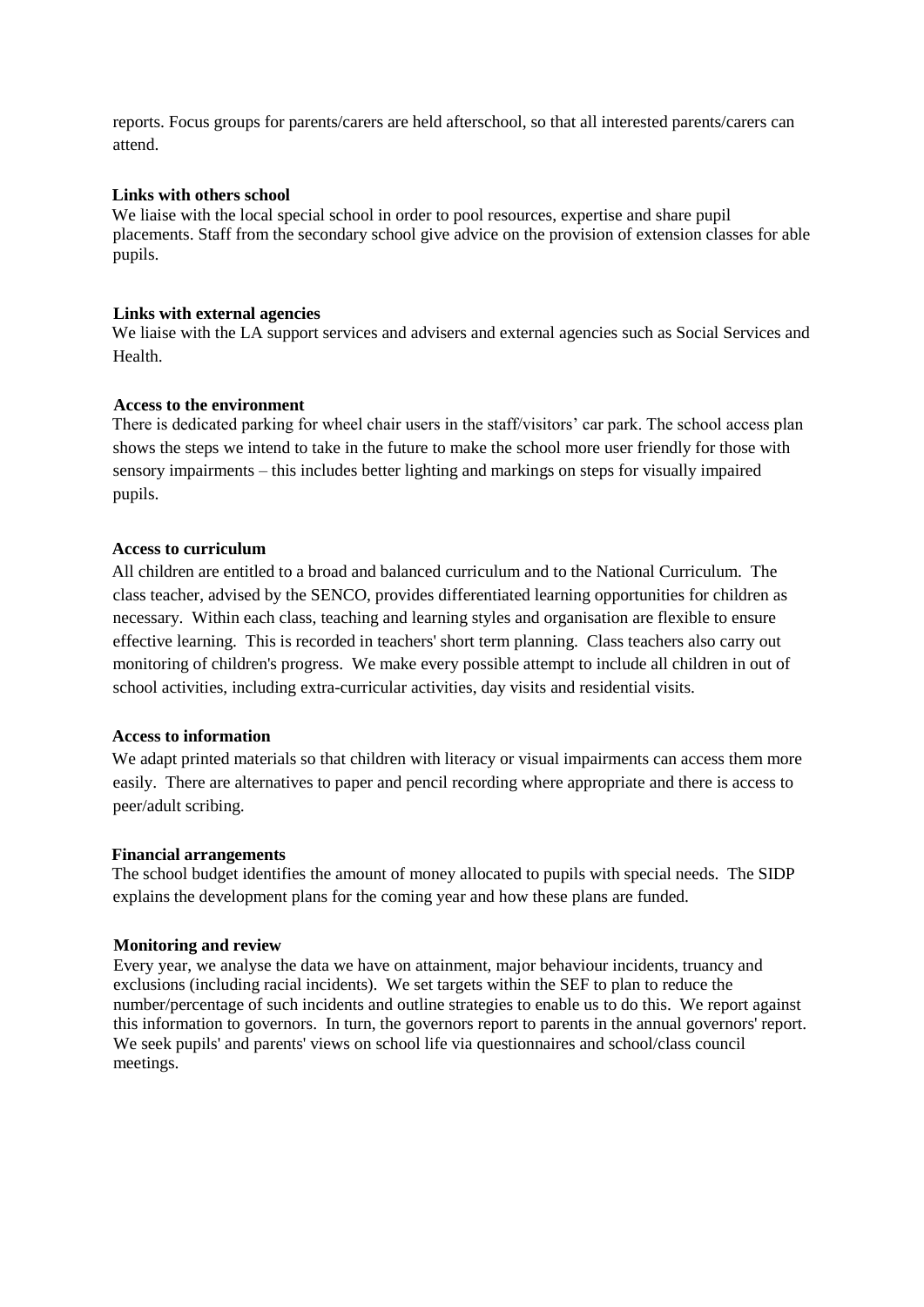reports. Focus groups for parents/carers are held afterschool, so that all interested parents/carers can attend.

**Links with others school**

We liaise with the local special school in order to pool resources, expertise and share pupil placements. Staff from the secondary school give advice on the provision of extension classes for able pupils.

**Links with external agencies**

We liaise with the LA support services and advisers and external agencies such as Social Services and Health.

**Access to the environment**

There is dedicated parking for wheel chair users in the staff/visitors' car park. The school access plan shows the steps we intend to take in the future to make the school more user friendly for those with sensory impairments – this includes better lighting and markings on steps for visually impaired pupils.

**Access to curriculum**

All children are entitled to a broad and balanced curriculum and to the National Curriculum. The class teacher, advised by the SENCO, provides differentiated learning opportunities for children as necessary. Within each class, teaching and learning styles and organisation are flexible to ensure effective learning. This is recorded in teachers' short term planning. Class teachers also carry out monitoring of children's progress. We make every possible attempt to include all children in out of school activities, including extra-curricular activities, day visits and residential visits.

**Access to information**

We adapt printed materials so that children with literacy or visual impairments can access them more easily. There are alternatives to paper and pencil recording where appropriate and there is access to peer/adult scribing.

**Financial arrangements**

The school budget identifies the amount of money allocated to pupils with special needs. The SIDP explains the development plans for the coming year and how these plans are funded.

**Monitoring and review**

Every year, we analyse the data we have on attainment, major behaviour incidents, truancy and exclusions (including racial incidents). We set targets within the SEF to plan to reduce the number/percentage of such incidents and outline strategies to enable us to do this. We report against this information to governors. In turn, the governors report to parents in the annual governors' report. We seek pupils' and parents' views on school life via questionnaires and school/class council meetings.